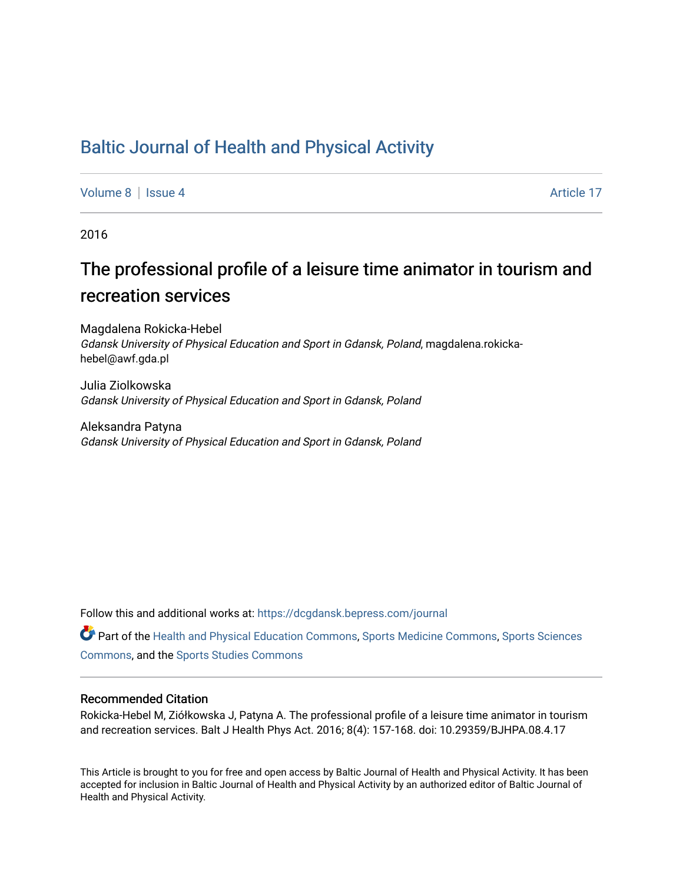# Baltic Journal of Health and Physical Activity

Volume 8 | Issue 4 Article 17

2016

## The professional profile of a leisure time animator in tourism and recreation services

Magdalena Rokicka-Hebel
*Gdansk University of Physical Education and Sport in Gdansk, Poland*, magdalena.rokicka-hebel@awf.gda.pl

Julia Ziolkowska
*Gdansk University of Physical Education and Sport in Gdansk, Poland*

Aleksandra Patyna
*Gdansk University of Physical Education and Sport in Gdansk, Poland*

Follow this and additional works at: https://dcgdansk.bepress.com/journal

Part of the Health and Physical Education Commons, Sports Medicine Commons, Sports Sciences Commons, and the Sports Studies Commons

### Recommended Citation

Rokicka-Hebel M, Ziółkowska J, Patyna A. The professional profile of a leisure time animator in tourism and recreation services. Balt J Health Phys Act. 2016; 8(4): 157-168. doi: 10.29359/BJHPA.08.4.17

This Article is brought to you for free and open access by Baltic Journal of Health and Physical Activity. It has been accepted for inclusion in Baltic Journal of Health and Physical Activity by an authorized editor of Baltic Journal of Health and Physical Activity.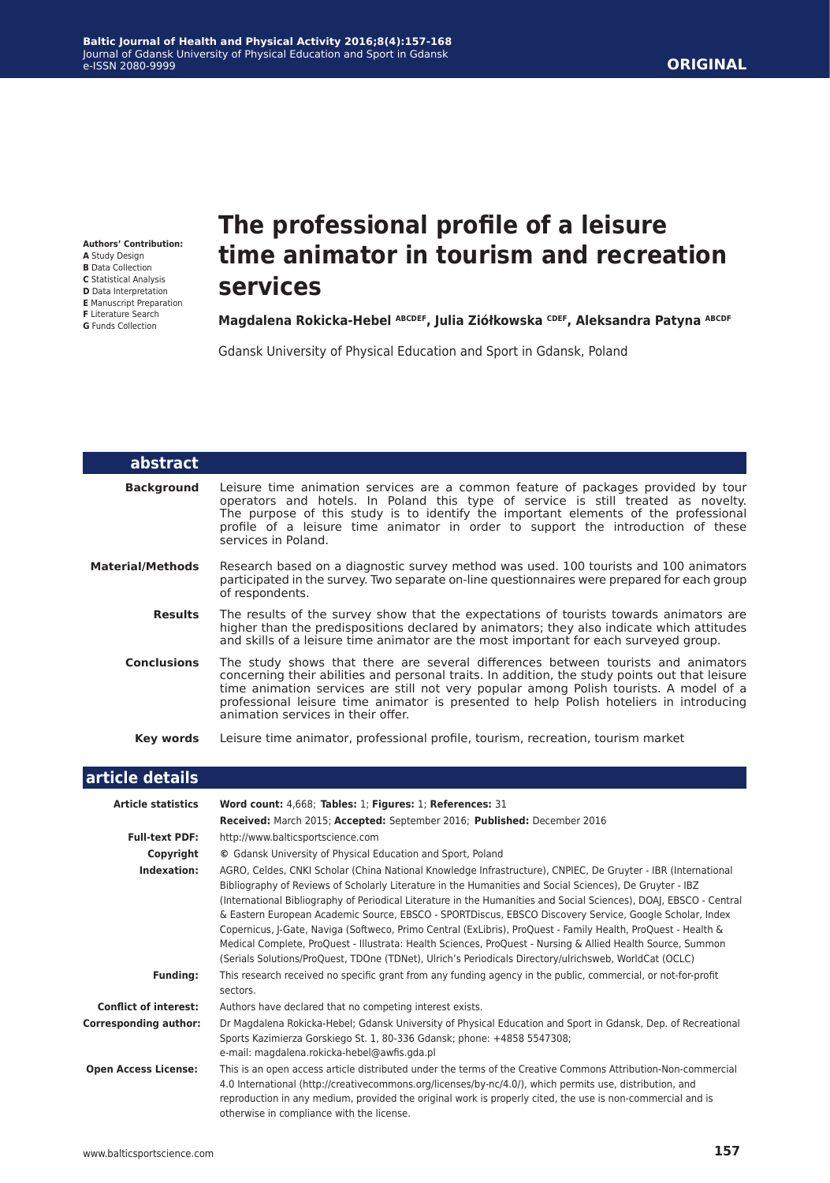# The professional profile of a leisure time animator in tourism and recreation services

**Authors' Contribution:**
**A** Study Design
**B** Data Collection
**C** Statistical Analysis
**D** Data Interpretation
**E** Manuscript Preparation
**F** Literature Search
**G** Funds Collection

**Magdalena Rokicka-Hebel** [ABCDEF], **Julia Ziółkowska** [CDEF], **Aleksandra Patyna** [ABCDF]

Gdansk University of Physical Education and Sport in Gdansk, Poland

## abstract

**Background**
Leisure time animation services are a common feature of packages provided by tour operators and hotels. In Poland this type of service is still treated as novelty. The purpose of this study is to identify the important elements of the professional profile of a leisure time animator in order to support the introduction of these services in Poland.

**Material/Methods**
Research based on a diagnostic survey method was used. 100 tourists and 100 animators participated in the survey. Two separate on-line questionnaires were prepared for each group of respondents.

**Results**
The results of the survey show that the expectations of tourists towards animators are higher than the predispositions declared by animators; they also indicate which attitudes and skills of a leisure time animator are the most important for each surveyed group.

**Conclusions**
The study shows that there are several differences between tourists and animators concerning their abilities and personal traits. In addition, the study points out that leisure time animation services are still not very popular among Polish tourists. A model of a professional leisure time animator is presented to help Polish hoteliers in introducing animation services in their offer.

**Key words**
Leisure time animator, professional profile, tourism, recreation, tourism market

## article details

**Article statistics**
**Word count:** 4,668; **Tables:** 1; **Figures:** 1; **References:** 31
**Received:** March 2015; **Accepted:** September 2016; **Published:** December 2016

**Full-text PDF:** http://www.balticsportscience.com

**Copyright** © Gdansk University of Physical Education and Sport, Poland

**Indexation:** AGRO, Celdes, CNKI Scholar (China National Knowledge Infrastructure), CNPIEC, De Gruyter - IBR (International Bibliography of Reviews of Scholarly Literature in the Humanities and Social Sciences), De Gruyter - IBZ (International Bibliography of Periodical Literature in the Humanities and Social Sciences), DOAJ, EBSCO - Central & Eastern European Academic Source, EBSCO - SPORTDiscus, EBSCO Discovery Service, Google Scholar, Index Copernicus, J-Gate, Naviga (Softweco, Primo Central (ExLibris), ProQuest - Family Health, ProQuest - Health & Medical Complete, ProQuest - Illustrata: Health Sciences, ProQuest - Nursing & Allied Health Source, Summon (Serials Solutions/ProQuest, TDOne (TDNet), Ulrich's Periodicals Directory/ulrichsweb, WorldCat (OCLC)

**Funding:** This research received no specific grant from any funding agency in the public, commercial, or not-for-profit sectors.

**Conflict of interest:** Authors have declared that no competing interest exists.

**Corresponding author:** Dr Magdalena Rokicka-Hebel; Gdansk University of Physical Education and Sport in Gdansk, Dep. of Recreational Sports Kazimierza Gorskiego St. 1, 80-336 Gdansk; phone: +4858 5547308; e-mail: magdalena.rokicka-hebel@awfis.gda.pl

**Open Access License:** This is an open access article distributed under the terms of the Creative Commons Attribution-Non-commercial 4.0 International (http://creativecommons.org/licenses/by-nc/4.0/), which permits use, distribution, and reproduction in any medium, provided the original work is properly cited, the use is non-commercial and is otherwise in compliance with the license.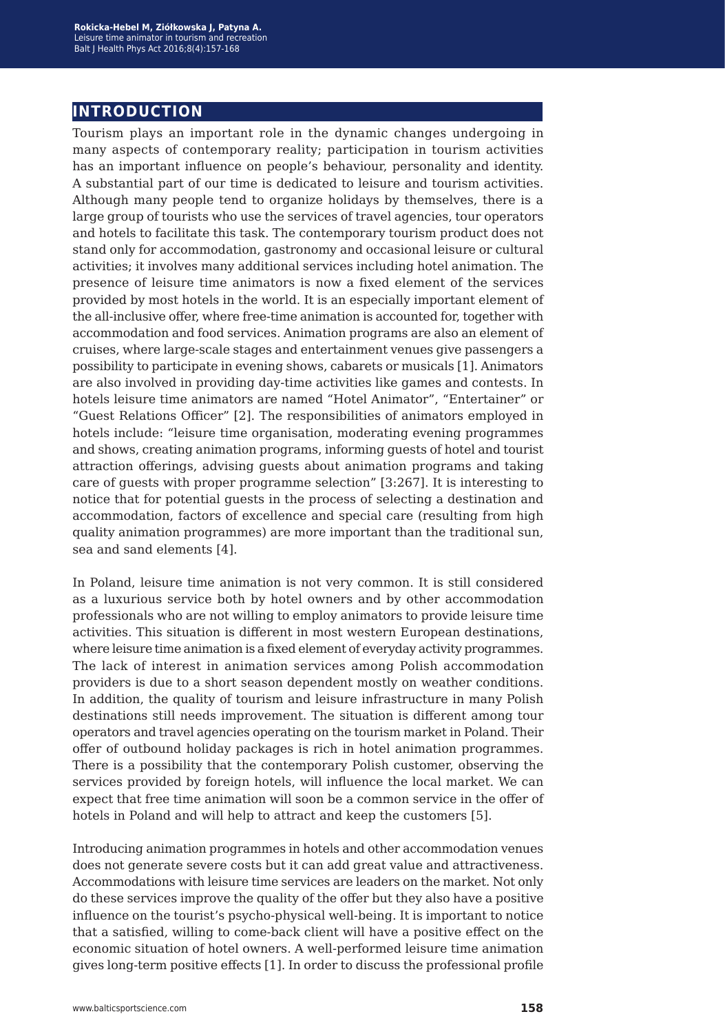# INTRODUCTION

Tourism plays an important role in the dynamic changes undergoing in many aspects of contemporary reality; participation in tourism activities has an important influence on people's behaviour, personality and identity. A substantial part of our time is dedicated to leisure and tourism activities. Although many people tend to organize holidays by themselves, there is a large group of tourists who use the services of travel agencies, tour operators and hotels to facilitate this task. The contemporary tourism product does not stand only for accommodation, gastronomy and occasional leisure or cultural activities; it involves many additional services including hotel animation. The presence of leisure time animators is now a fixed element of the services provided by most hotels in the world. It is an especially important element of the all-inclusive offer, where free-time animation is accounted for, together with accommodation and food services. Animation programs are also an element of cruises, where large-scale stages and entertainment venues give passengers a possibility to participate in evening shows, cabarets or musicals [1]. Animators are also involved in providing day-time activities like games and contests. In hotels leisure time animators are named "Hotel Animator", "Entertainer" or "Guest Relations Officer" [2]. The responsibilities of animators employed in hotels include: "leisure time organisation, moderating evening programmes and shows, creating animation programs, informing guests of hotel and tourist attraction offerings, advising guests about animation programs and taking care of guests with proper programme selection" [3:267]. It is interesting to notice that for potential guests in the process of selecting a destination and accommodation, factors of excellence and special care (resulting from high quality animation programmes) are more important than the traditional sun, sea and sand elements [4].

In Poland, leisure time animation is not very common. It is still considered as a luxurious service both by hotel owners and by other accommodation professionals who are not willing to employ animators to provide leisure time activities. This situation is different in most western European destinations, where leisure time animation is a fixed element of everyday activity programmes. The lack of interest in animation services among Polish accommodation providers is due to a short season dependent mostly on weather conditions. In addition, the quality of tourism and leisure infrastructure in many Polish destinations still needs improvement. The situation is different among tour operators and travel agencies operating on the tourism market in Poland. Their offer of outbound holiday packages is rich in hotel animation programmes. There is a possibility that the contemporary Polish customer, observing the services provided by foreign hotels, will influence the local market. We can expect that free time animation will soon be a common service in the offer of hotels in Poland and will help to attract and keep the customers [5].

Introducing animation programmes in hotels and other accommodation venues does not generate severe costs but it can add great value and attractiveness. Accommodations with leisure time services are leaders on the market. Not only do these services improve the quality of the offer but they also have a positive influence on the tourist's psycho-physical well-being. It is important to notice that a satisfied, willing to come-back client will have a positive effect on the economic situation of hotel owners. A well-performed leisure time animation gives long-term positive effects [1]. In order to discuss the professional profile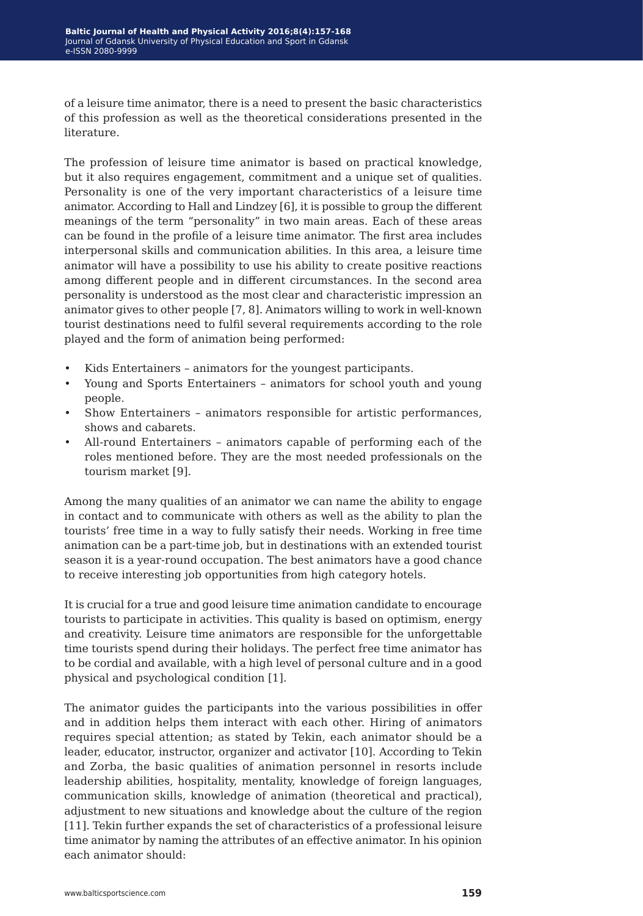of a leisure time animator, there is a need to present the basic characteristics of this profession as well as the theoretical considerations presented in the literature.

The profession of leisure time animator is based on practical knowledge, but it also requires engagement, commitment and a unique set of qualities. Personality is one of the very important characteristics of a leisure time animator. According to Hall and Lindzey [6], it is possible to group the different meanings of the term "personality" in two main areas. Each of these areas can be found in the profile of a leisure time animator. The first area includes interpersonal skills and communication abilities. In this area, a leisure time animator will have a possibility to use his ability to create positive reactions among different people and in different circumstances. In the second area personality is understood as the most clear and characteristic impression an animator gives to other people [7, 8]. Animators willing to work in well-known tourist destinations need to fulfil several requirements according to the role played and the form of animation being performed:

- Kids Entertainers – animators for the youngest participants.
- Young and Sports Entertainers – animators for school youth and young people.
- Show Entertainers – animators responsible for artistic performances, shows and cabarets.
- All-round Entertainers – animators capable of performing each of the roles mentioned before. They are the most needed professionals on the tourism market [9].

Among the many qualities of an animator we can name the ability to engage in contact and to communicate with others as well as the ability to plan the tourists' free time in a way to fully satisfy their needs. Working in free time animation can be a part-time job, but in destinations with an extended tourist season it is a year-round occupation. The best animators have a good chance to receive interesting job opportunities from high category hotels.

It is crucial for a true and good leisure time animation candidate to encourage tourists to participate in activities. This quality is based on optimism, energy and creativity. Leisure time animators are responsible for the unforgettable time tourists spend during their holidays. The perfect free time animator has to be cordial and available, with a high level of personal culture and in a good physical and psychological condition [1].

The animator guides the participants into the various possibilities in offer and in addition helps them interact with each other. Hiring of animators requires special attention; as stated by Tekin, each animator should be a leader, educator, instructor, organizer and activator [10]. According to Tekin and Zorba, the basic qualities of animation personnel in resorts include leadership abilities, hospitality, mentality, knowledge of foreign languages, communication skills, knowledge of animation (theoretical and practical), adjustment to new situations and knowledge about the culture of the region [11]. Tekin further expands the set of characteristics of a professional leisure time animator by naming the attributes of an effective animator. In his opinion each animator should: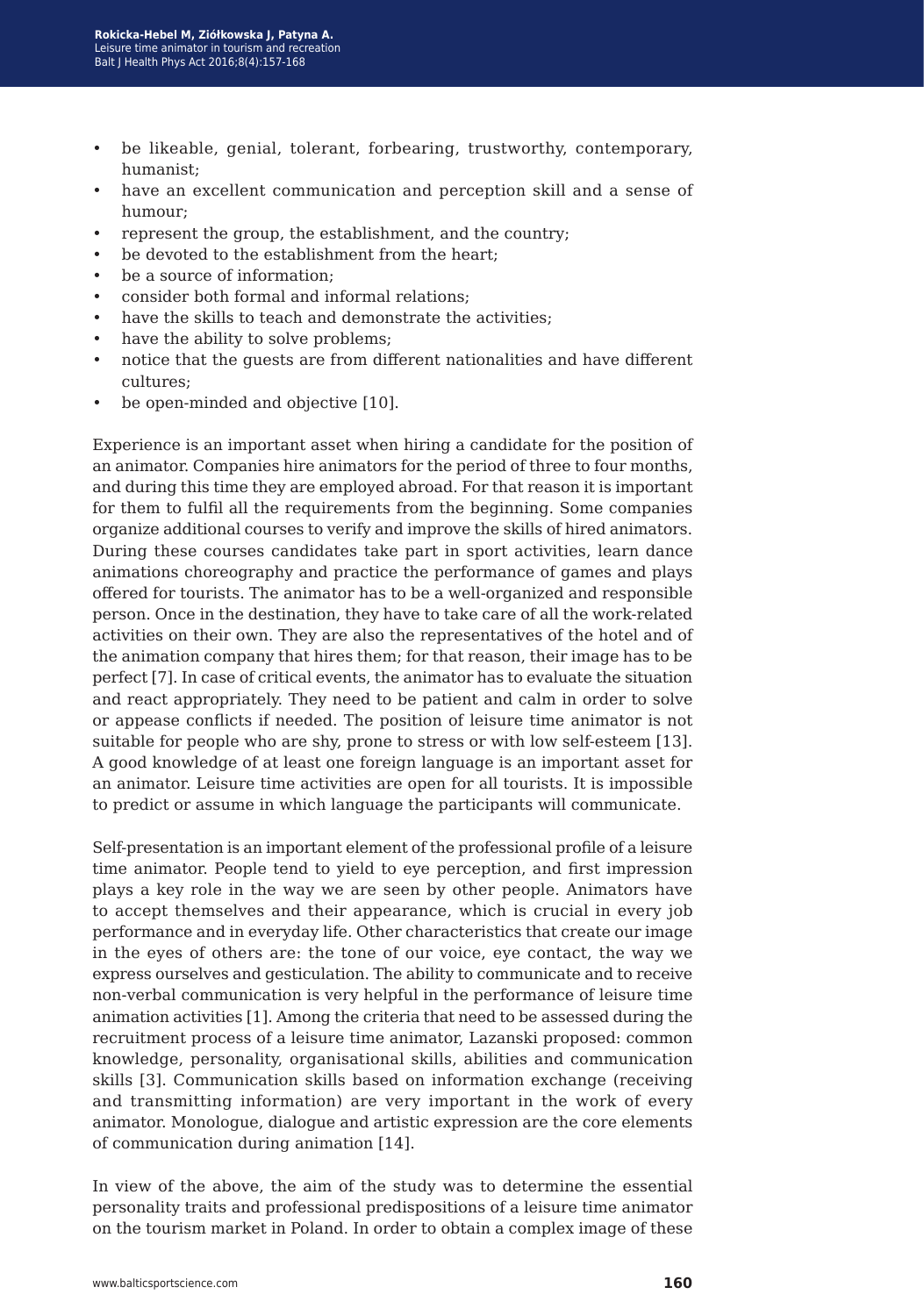- be likeable, genial, tolerant, forbearing, trustworthy, contemporary, humanist;
- have an excellent communication and perception skill and a sense of humour;
- represent the group, the establishment, and the country;
- be devoted to the establishment from the heart;
- be a source of information;
- consider both formal and informal relations;
- have the skills to teach and demonstrate the activities;
- have the ability to solve problems;
- notice that the guests are from different nationalities and have different cultures;
- be open-minded and objective [10].

Experience is an important asset when hiring a candidate for the position of an animator. Companies hire animators for the period of three to four months, and during this time they are employed abroad. For that reason it is important for them to fulfil all the requirements from the beginning. Some companies organize additional courses to verify and improve the skills of hired animators. During these courses candidates take part in sport activities, learn dance animations choreography and practice the performance of games and plays offered for tourists. The animator has to be a well-organized and responsible person. Once in the destination, they have to take care of all the work-related activities on their own. They are also the representatives of the hotel and of the animation company that hires them; for that reason, their image has to be perfect [7]. In case of critical events, the animator has to evaluate the situation and react appropriately. They need to be patient and calm in order to solve or appease conflicts if needed. The position of leisure time animator is not suitable for people who are shy, prone to stress or with low self-esteem [13]. A good knowledge of at least one foreign language is an important asset for an animator. Leisure time activities are open for all tourists. It is impossible to predict or assume in which language the participants will communicate.

Self-presentation is an important element of the professional profile of a leisure time animator. People tend to yield to eye perception, and first impression plays a key role in the way we are seen by other people. Animators have to accept themselves and their appearance, which is crucial in every job performance and in everyday life. Other characteristics that create our image in the eyes of others are: the tone of our voice, eye contact, the way we express ourselves and gesticulation. The ability to communicate and to receive non-verbal communication is very helpful in the performance of leisure time animation activities [1]. Among the criteria that need to be assessed during the recruitment process of a leisure time animator, Lazanski proposed: common knowledge, personality, organisational skills, abilities and communication skills [3]. Communication skills based on information exchange (receiving and transmitting information) are very important in the work of every animator. Monologue, dialogue and artistic expression are the core elements of communication during animation [14].

In view of the above, the aim of the study was to determine the essential personality traits and professional predispositions of a leisure time animator on the tourism market in Poland. In order to obtain a complex image of these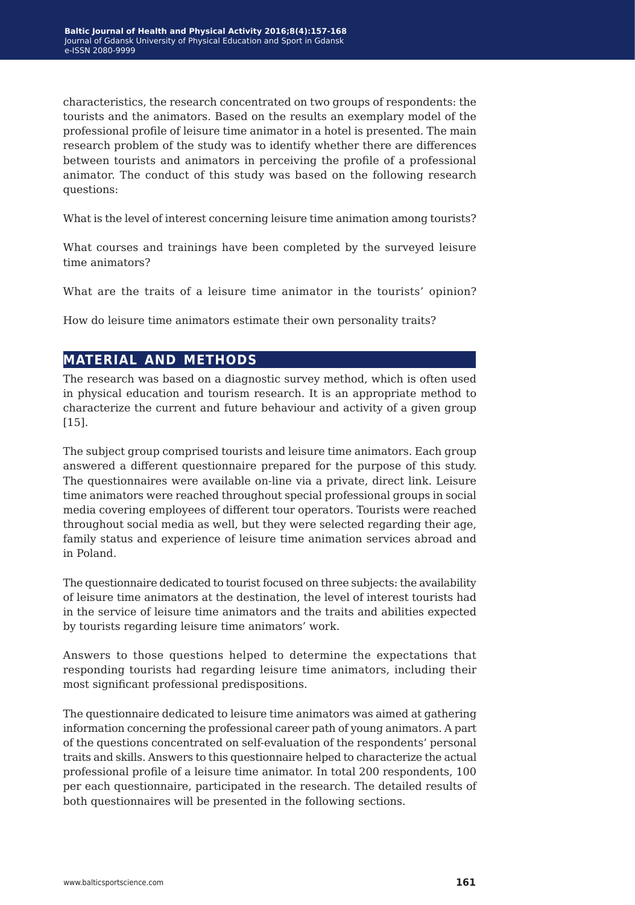characteristics, the research concentrated on two groups of respondents: the tourists and the animators. Based on the results an exemplary model of the professional profile of leisure time animator in a hotel is presented. The main research problem of the study was to identify whether there are differences between tourists and animators in perceiving the profile of a professional animator. The conduct of this study was based on the following research questions:

What is the level of interest concerning leisure time animation among tourists?

What courses and trainings have been completed by the surveyed leisure time animators?

What are the traits of a leisure time animator in the tourists' opinion?

How do leisure time animators estimate their own personality traits?

## MATERIAL AND METHODS

The research was based on a diagnostic survey method, which is often used in physical education and tourism research. It is an appropriate method to characterize the current and future behaviour and activity of a given group [15].

The subject group comprised tourists and leisure time animators. Each group answered a different questionnaire prepared for the purpose of this study. The questionnaires were available on-line via a private, direct link. Leisure time animators were reached throughout special professional groups in social media covering employees of different tour operators. Tourists were reached throughout social media as well, but they were selected regarding their age, family status and experience of leisure time animation services abroad and in Poland.

The questionnaire dedicated to tourist focused on three subjects: the availability of leisure time animators at the destination, the level of interest tourists had in the service of leisure time animators and the traits and abilities expected by tourists regarding leisure time animators' work.

Answers to those questions helped to determine the expectations that responding tourists had regarding leisure time animators, including their most significant professional predispositions.

The questionnaire dedicated to leisure time animators was aimed at gathering information concerning the professional career path of young animators. A part of the questions concentrated on self-evaluation of the respondents' personal traits and skills. Answers to this questionnaire helped to characterize the actual professional profile of a leisure time animator. In total 200 respondents, 100 per each questionnaire, participated in the research. The detailed results of both questionnaires will be presented in the following sections.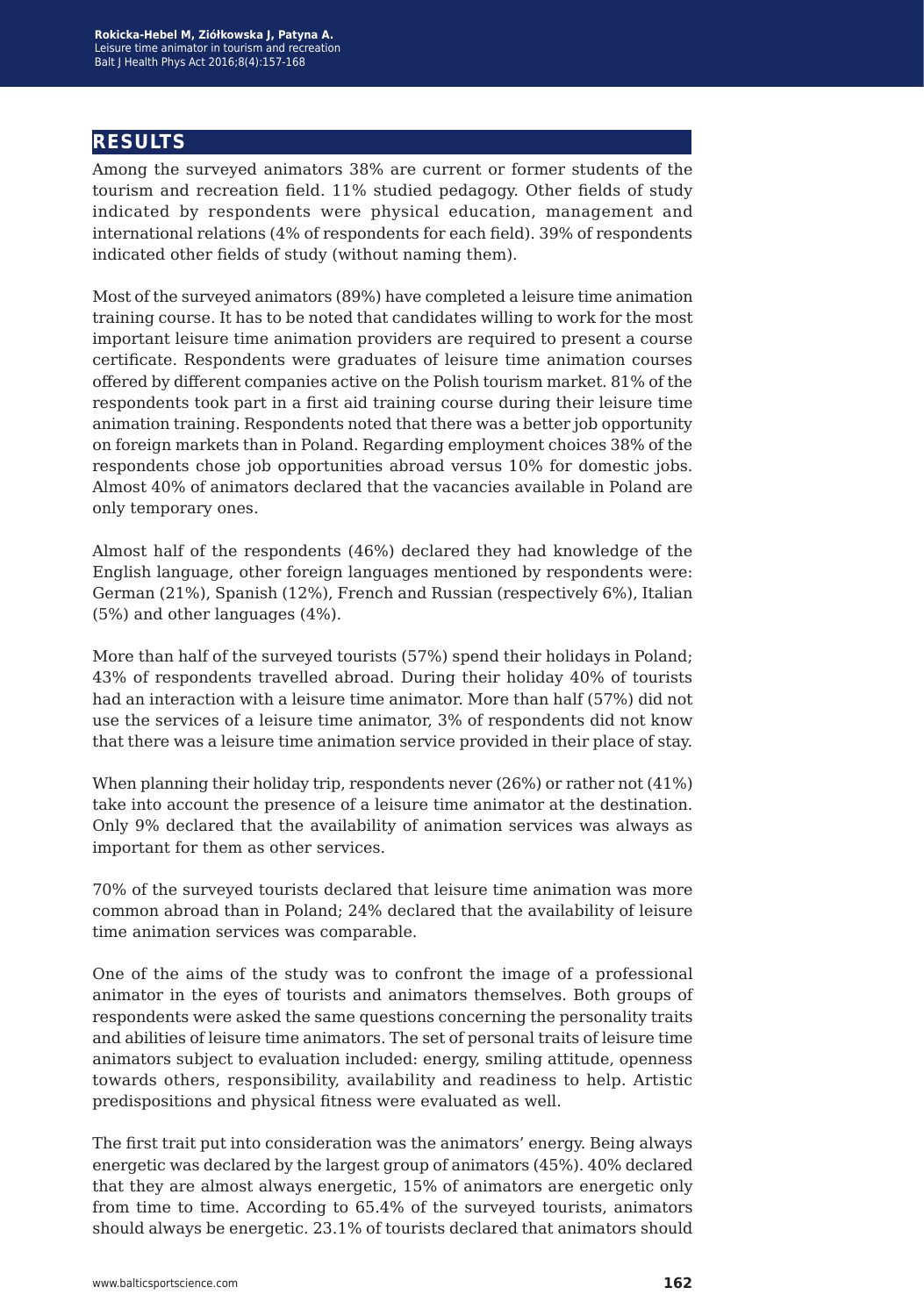## RESULTS

Among the surveyed animators 38% are current or former students of the tourism and recreation field. 11% studied pedagogy. Other fields of study indicated by respondents were physical education, management and international relations (4% of respondents for each field). 39% of respondents indicated other fields of study (without naming them).

Most of the surveyed animators (89%) have completed a leisure time animation training course. It has to be noted that candidates willing to work for the most important leisure time animation providers are required to present a course certificate. Respondents were graduates of leisure time animation courses offered by different companies active on the Polish tourism market. 81% of the respondents took part in a first aid training course during their leisure time animation training. Respondents noted that there was a better job opportunity on foreign markets than in Poland. Regarding employment choices 38% of the respondents chose job opportunities abroad versus 10% for domestic jobs. Almost 40% of animators declared that the vacancies available in Poland are only temporary ones.

Almost half of the respondents (46%) declared they had knowledge of the English language, other foreign languages mentioned by respondents were: German (21%), Spanish (12%), French and Russian (respectively 6%), Italian (5%) and other languages (4%).

More than half of the surveyed tourists (57%) spend their holidays in Poland; 43% of respondents travelled abroad. During their holiday 40% of tourists had an interaction with a leisure time animator. More than half (57%) did not use the services of a leisure time animator, 3% of respondents did not know that there was a leisure time animation service provided in their place of stay.

When planning their holiday trip, respondents never (26%) or rather not (41%) take into account the presence of a leisure time animator at the destination. Only 9% declared that the availability of animation services was always as important for them as other services.

70% of the surveyed tourists declared that leisure time animation was more common abroad than in Poland; 24% declared that the availability of leisure time animation services was comparable.

One of the aims of the study was to confront the image of a professional animator in the eyes of tourists and animators themselves. Both groups of respondents were asked the same questions concerning the personality traits and abilities of leisure time animators. The set of personal traits of leisure time animators subject to evaluation included: energy, smiling attitude, openness towards others, responsibility, availability and readiness to help. Artistic predispositions and physical fitness were evaluated as well.

The first trait put into consideration was the animators' energy. Being always energetic was declared by the largest group of animators (45%). 40% declared that they are almost always energetic, 15% of animators are energetic only from time to time. According to 65.4% of the surveyed tourists, animators should always be energetic. 23.1% of tourists declared that animators should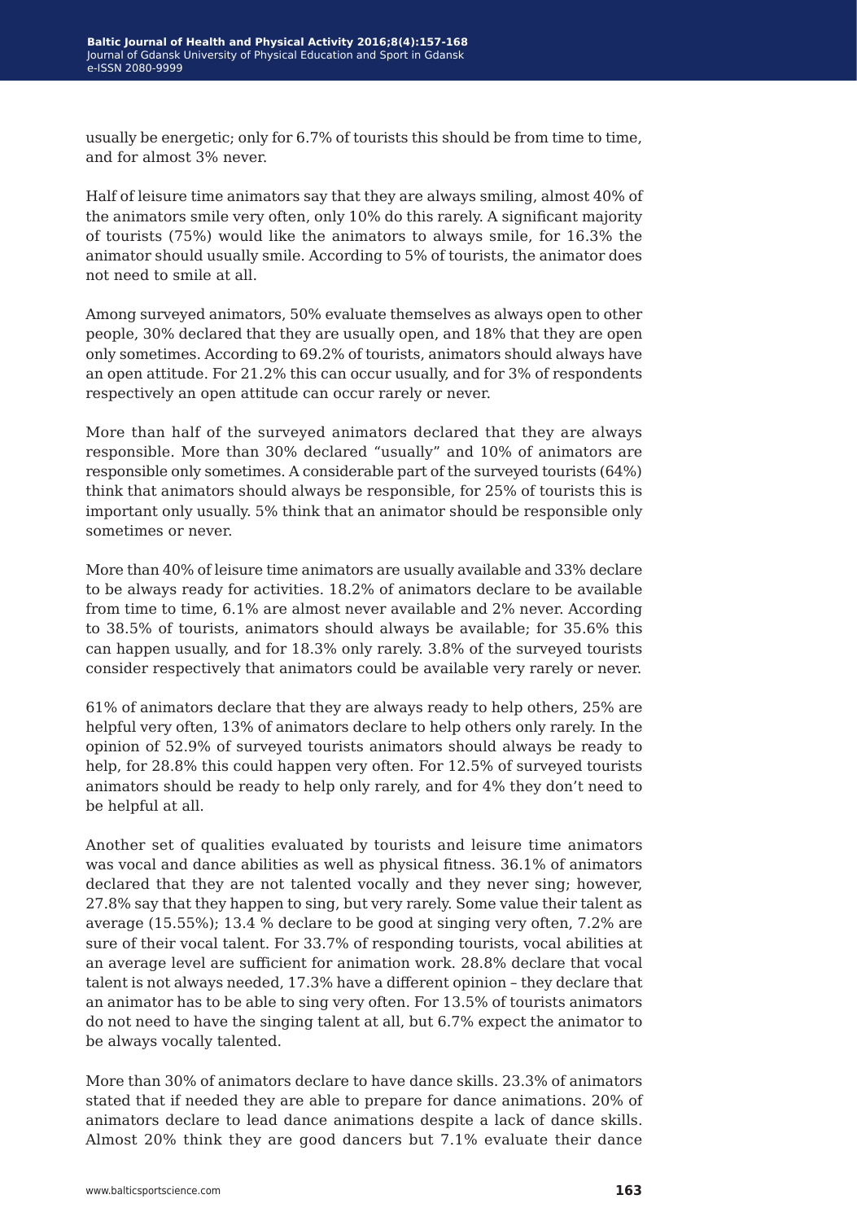usually be energetic; only for 6.7% of tourists this should be from time to time, and for almost 3% never.

Half of leisure time animators say that they are always smiling, almost 40% of the animators smile very often, only 10% do this rarely. A significant majority of tourists (75%) would like the animators to always smile, for 16.3% the animator should usually smile. According to 5% of tourists, the animator does not need to smile at all.

Among surveyed animators, 50% evaluate themselves as always open to other people, 30% declared that they are usually open, and 18% that they are open only sometimes. According to 69.2% of tourists, animators should always have an open attitude. For 21.2% this can occur usually, and for 3% of respondents respectively an open attitude can occur rarely or never.

More than half of the surveyed animators declared that they are always responsible. More than 30% declared "usually" and 10% of animators are responsible only sometimes. A considerable part of the surveyed tourists (64%) think that animators should always be responsible, for 25% of tourists this is important only usually. 5% think that an animator should be responsible only sometimes or never.

More than 40% of leisure time animators are usually available and 33% declare to be always ready for activities. 18.2% of animators declare to be available from time to time, 6.1% are almost never available and 2% never. According to 38.5% of tourists, animators should always be available; for 35.6% this can happen usually, and for 18.3% only rarely. 3.8% of the surveyed tourists consider respectively that animators could be available very rarely or never.

61% of animators declare that they are always ready to help others, 25% are helpful very often, 13% of animators declare to help others only rarely. In the opinion of 52.9% of surveyed tourists animators should always be ready to help, for 28.8% this could happen very often. For 12.5% of surveyed tourists animators should be ready to help only rarely, and for 4% they don't need to be helpful at all.

Another set of qualities evaluated by tourists and leisure time animators was vocal and dance abilities as well as physical fitness. 36.1% of animators declared that they are not talented vocally and they never sing; however, 27.8% say that they happen to sing, but very rarely. Some value their talent as average (15.55%); 13.4 % declare to be good at singing very often, 7.2% are sure of their vocal talent. For 33.7% of responding tourists, vocal abilities at an average level are sufficient for animation work. 28.8% declare that vocal talent is not always needed, 17.3% have a different opinion – they declare that an animator has to be able to sing very often. For 13.5% of tourists animators do not need to have the singing talent at all, but 6.7% expect the animator to be always vocally talented.

More than 30% of animators declare to have dance skills. 23.3% of animators stated that if needed they are able to prepare for dance animations. 20% of animators declare to lead dance animations despite a lack of dance skills. Almost 20% think they are good dancers but 7.1% evaluate their dance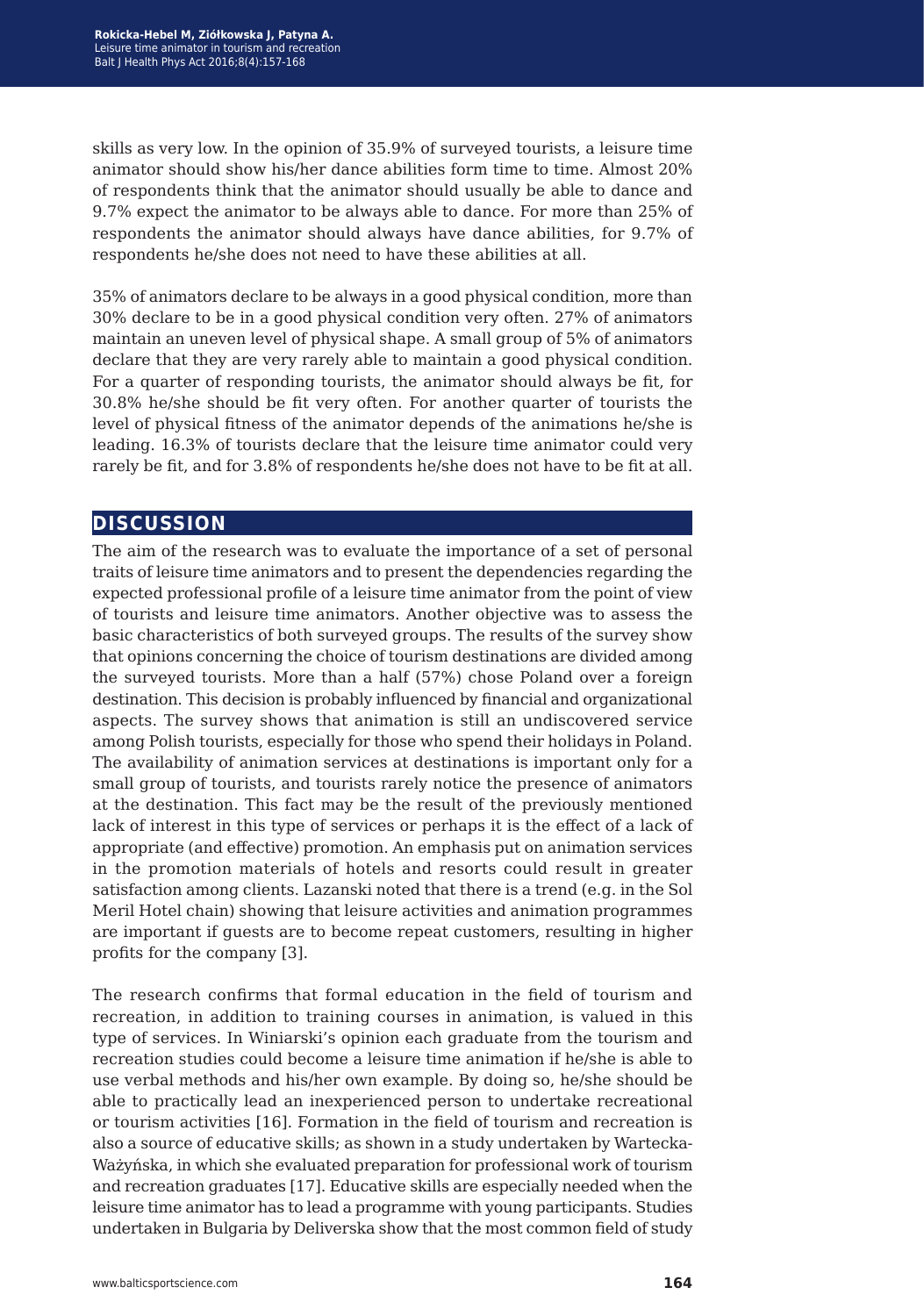skills as very low. In the opinion of 35.9% of surveyed tourists, a leisure time animator should show his/her dance abilities form time to time. Almost 20% of respondents think that the animator should usually be able to dance and 9.7% expect the animator to be always able to dance. For more than 25% of respondents the animator should always have dance abilities, for 9.7% of respondents he/she does not need to have these abilities at all.

35% of animators declare to be always in a good physical condition, more than 30% declare to be in a good physical condition very often. 27% of animators maintain an uneven level of physical shape. A small group of 5% of animators declare that they are very rarely able to maintain a good physical condition. For a quarter of responding tourists, the animator should always be fit, for 30.8% he/she should be fit very often. For another quarter of tourists the level of physical fitness of the animator depends of the animations he/she is leading. 16.3% of tourists declare that the leisure time animator could very rarely be fit, and for 3.8% of respondents he/she does not have to be fit at all.

## DISCUSSION

The aim of the research was to evaluate the importance of a set of personal traits of leisure time animators and to present the dependencies regarding the expected professional profile of a leisure time animator from the point of view of tourists and leisure time animators. Another objective was to assess the basic characteristics of both surveyed groups. The results of the survey show that opinions concerning the choice of tourism destinations are divided among the surveyed tourists. More than a half (57%) chose Poland over a foreign destination. This decision is probably influenced by financial and organizational aspects. The survey shows that animation is still an undiscovered service among Polish tourists, especially for those who spend their holidays in Poland. The availability of animation services at destinations is important only for a small group of tourists, and tourists rarely notice the presence of animators at the destination. This fact may be the result of the previously mentioned lack of interest in this type of services or perhaps it is the effect of a lack of appropriate (and effective) promotion. An emphasis put on animation services in the promotion materials of hotels and resorts could result in greater satisfaction among clients. Lazanski noted that there is a trend (e.g. in the Sol Meril Hotel chain) showing that leisure activities and animation programmes are important if guests are to become repeat customers, resulting in higher profits for the company [3].

The research confirms that formal education in the field of tourism and recreation, in addition to training courses in animation, is valued in this type of services. In Winiarski's opinion each graduate from the tourism and recreation studies could become a leisure time animation if he/she is able to use verbal methods and his/her own example. By doing so, he/she should be able to practically lead an inexperienced person to undertake recreational or tourism activities [16]. Formation in the field of tourism and recreation is also a source of educative skills; as shown in a study undertaken by Wartecka-Ważyńska, in which she evaluated preparation for professional work of tourism and recreation graduates [17]. Educative skills are especially needed when the leisure time animator has to lead a programme with young participants. Studies undertaken in Bulgaria by Deliverska show that the most common field of study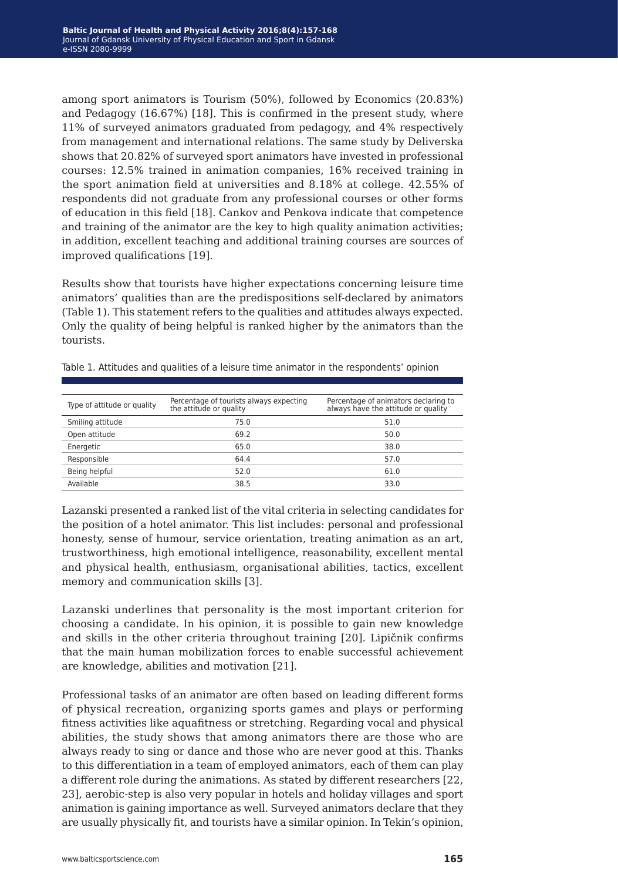among sport animators is Tourism (50%), followed by Economics (20.83%) and Pedagogy (16.67%) [18]. This is confirmed in the present study, where 11% of surveyed animators graduated from pedagogy, and 4% respectively from management and international relations. The same study by Deliverska shows that 20.82% of surveyed sport animators have invested in professional courses: 12.5% trained in animation companies, 16% received training in the sport animation field at universities and 8.18% at college. 42.55% of respondents did not graduate from any professional courses or other forms of education in this field [18]. Cankov and Penkova indicate that competence and training of the animator are the key to high quality animation activities; in addition, excellent teaching and additional training courses are sources of improved qualifications [19].

Results show that tourists have higher expectations concerning leisure time animators' qualities than are the predispositions self-declared by animators (Table 1). This statement refers to the qualities and attitudes always expected. Only the quality of being helpful is ranked higher by the animators than the tourists.

Table 1. Attitudes and qualities of a leisure time animator in the respondents' opinion

| Type of attitude or quality | Percentage of tourists always expecting the attitude or quality | Percentage of animators declaring to always have the attitude or quality |
|---|---|---|
| Smiling attitude | 75.0 | 51.0 |
| Open attitude | 69.2 | 50.0 |
| Energetic | 65.0 | 38.0 |
| Responsible | 64.4 | 57.0 |
| Being helpful | 52.0 | 61.0 |
| Available | 38.5 | 33.0 |

Lazanski presented a ranked list of the vital criteria in selecting candidates for the position of a hotel animator. This list includes: personal and professional honesty, sense of humour, service orientation, treating animation as an art, trustworthiness, high emotional intelligence, reasonability, excellent mental and physical health, enthusiasm, organisational abilities, tactics, excellent memory and communication skills [3].

Lazanski underlines that personality is the most important criterion for choosing a candidate. In his opinion, it is possible to gain new knowledge and skills in the other criteria throughout training [20]. Lipičnik confirms that the main human mobilization forces to enable successful achievement are knowledge, abilities and motivation [21].

Professional tasks of an animator are often based on leading different forms of physical recreation, organizing sports games and plays or performing fitness activities like aquafitness or stretching. Regarding vocal and physical abilities, the study shows that among animators there are those who are always ready to sing or dance and those who are never good at this. Thanks to this differentiation in a team of employed animators, each of them can play a different role during the animations. As stated by different researchers [22, 23], aerobic-step is also very popular in hotels and holiday villages and sport animation is gaining importance as well. Surveyed animators declare that they are usually physically fit, and tourists have a similar opinion. In Tekin's opinion,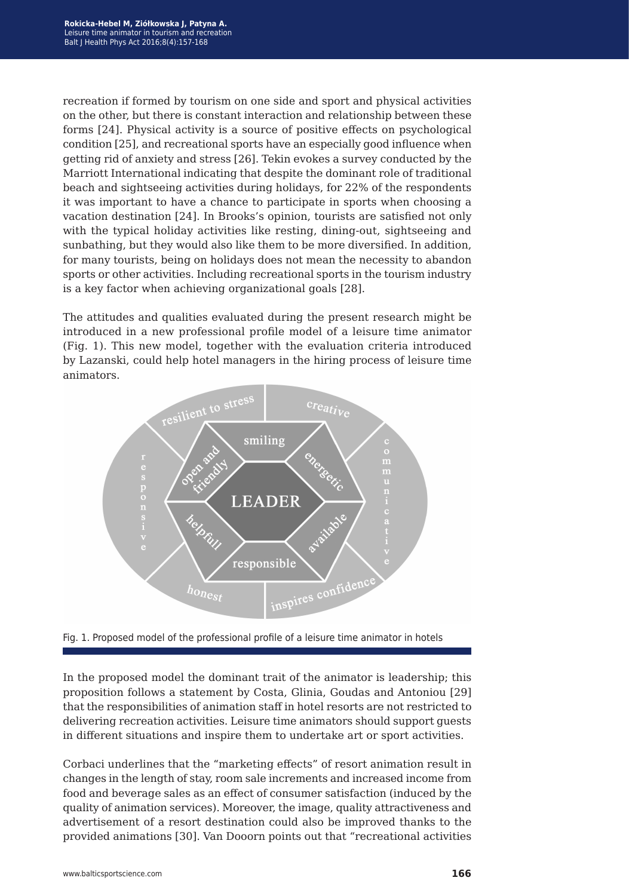recreation if formed by tourism on one side and sport and physical activities on the other, but there is constant interaction and relationship between these forms [24]. Physical activity is a source of positive effects on psychological condition [25], and recreational sports have an especially good influence when getting rid of anxiety and stress [26]. Tekin evokes a survey conducted by the Marriott International indicating that despite the dominant role of traditional beach and sightseeing activities during holidays, for 22% of the respondents it was important to have a chance to participate in sports when choosing a vacation destination [24]. In Brooks's opinion, tourists are satisfied not only with the typical holiday activities like resting, dining-out, sightseeing and sunbathing, but they would also like them to be more diversified. In addition, for many tourists, being on holidays does not mean the necessity to abandon sports or other activities. Including recreational sports in the tourism industry is a key factor when achieving organizational goals [28].

The attitudes and qualities evaluated during the present research might be introduced in a new professional profile model of a leisure time animator (Fig. 1). This new model, together with the evaluation criteria introduced by Lazanski, could help hotel managers in the hiring process of leisure time animators.

Fig. 1. Proposed model of the professional profile of a leisure time animator in hotels

In the proposed model the dominant trait of the animator is leadership; this proposition follows a statement by Costa, Glinia, Goudas and Antoniou [29] that the responsibilities of animation staff in hotel resorts are not restricted to delivering recreation activities. Leisure time animators should support guests in different situations and inspire them to undertake art or sport activities.

Corbaci underlines that the "marketing effects" of resort animation result in changes in the length of stay, room sale increments and increased income from food and beverage sales as an effect of consumer satisfaction (induced by the quality of animation services). Moreover, the image, quality attractiveness and advertisement of a resort destination could also be improved thanks to the provided animations [30]. Van Dooorn points out that "recreational activities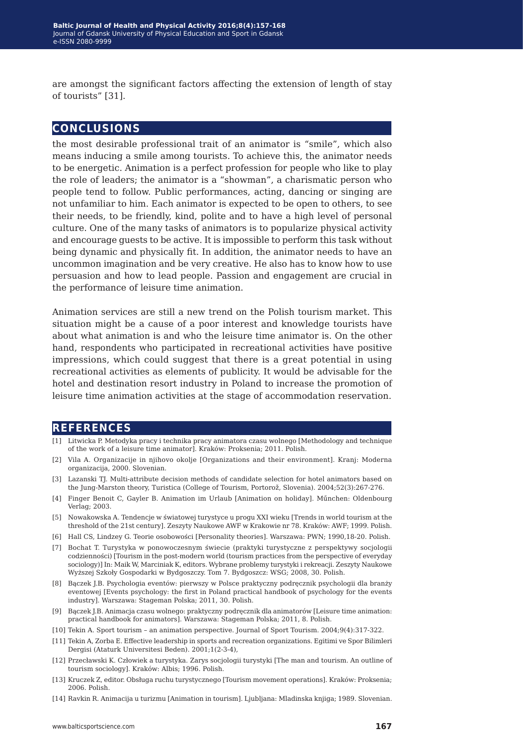are amongst the significant factors affecting the extension of length of stay of tourists" [31].

## CONCLUSIONS

the most desirable professional trait of an animator is "smile", which also means inducing a smile among tourists. To achieve this, the animator needs to be energetic. Animation is a perfect profession for people who like to play the role of leaders; the animator is a "showman", a charismatic person who people tend to follow. Public performances, acting, dancing or singing are not unfamiliar to him. Each animator is expected to be open to others, to see their needs, to be friendly, kind, polite and to have a high level of personal culture. One of the many tasks of animators is to popularize physical activity and encourage guests to be active. It is impossible to perform this task without being dynamic and physically fit. In addition, the animator needs to have an uncommon imagination and be very creative. He also has to know how to use persuasion and how to lead people. Passion and engagement are crucial in the performance of leisure time animation.

Animation services are still a new trend on the Polish tourism market. This situation might be a cause of a poor interest and knowledge tourists have about what animation is and who the leisure time animator is. On the other hand, respondents who participated in recreational activities have positive impressions, which could suggest that there is a great potential in using recreational activities as elements of publicity. It would be advisable for the hotel and destination resort industry in Poland to increase the promotion of leisure time animation activities at the stage of accommodation reservation.

## REFERENCES

[1] Litwicka P. Metodyka pracy i technika pracy animatora czasu wolnego [Methodology and technique of the work of a leisure time animator]. Kraków: Proksenia; 2011. Polish.

[2] Vila A. Organizacije in njihovo okolje [Organizations and their environment]. Kranj: Moderna organizacija, 2000. Slovenian.

[3] Lazanski TJ. Multi-attribute decision methods of candidate selection for hotel animators based on the Jung-Marston theory, Turistica (College of Tourism, Portorož, Slovenia). 2004;52(3):267-276.

[4] Finger Benoit C, Gayler B. Animation im Urlaub [Animation on holiday]. Műnchen: Oldenbourg Verlag; 2003.

[5] Nowakowska A. Tendencje w światowej turystyce u progu XXI wieku [Trends in world tourism at the threshold of the 21st century]. Zeszyty Naukowe AWF w Krakowie nr 78. Kraków: AWF; 1999. Polish.

[6] Hall CS, Lindzey G. Teorie osobowości [Personality theories]. Warszawa: PWN; 1990,18-20. Polish.

[7] Bochat T. Turystyka w ponowoczesnym świecie (praktyki turystyczne z perspektywy socjologii codzienności) [Tourism in the post-modern world (tourism practices from the perspective of everyday sociology)] In: Maik W, Marciniak K, editors. Wybrane problemy turystyki i rekreacji. Zeszyty Naukowe Wyższej Szkoły Gospodarki w Bydgoszczy. Tom 7. Bydgoszcz: WSG; 2008, 30. Polish.

[8] Bączek J.B. Psychologia eventów: pierwszy w Polsce praktyczny podręcznik psychologii dla branży eventowej [Events psychology: the first in Poland practical handbook of psychology for the events industry]. Warszawa: Stageman Polska; 2011, 30. Polish.

[9] Bączek J.B. Animacja czasu wolnego: praktyczny podręcznik dla animatorów [Leisure time animation: practical handbook for animators]. Warszawa: Stageman Polska; 2011, 8. Polish.

[10] Tekin A. Sport tourism – an animation perspective. Journal of Sport Tourism. 2004;9(4):317-322.

[11] Tekin A, Zorba E. Effective leadership in sports and recreation organizations. Egitimi ve Spor Bilimleri Dergisi (Ataturk Universitesi Beden). 2001;1(2-3-4),

[12] Przecławski K. Człowiek a turystyka. Zarys socjologii turystyki [The man and tourism. An outline of tourism sociology]. Kraków: Albis; 1996. Polish.

[13] Kruczek Z, editor. Obsługa ruchu turystycznego [Tourism movement operations]. Kraków: Proksenia; 2006. Polish.

[14] Ravkin R. Animacija u turizmu [Animation in tourism]. Ljubljana: Mladinska knjiga; 1989. Slovenian.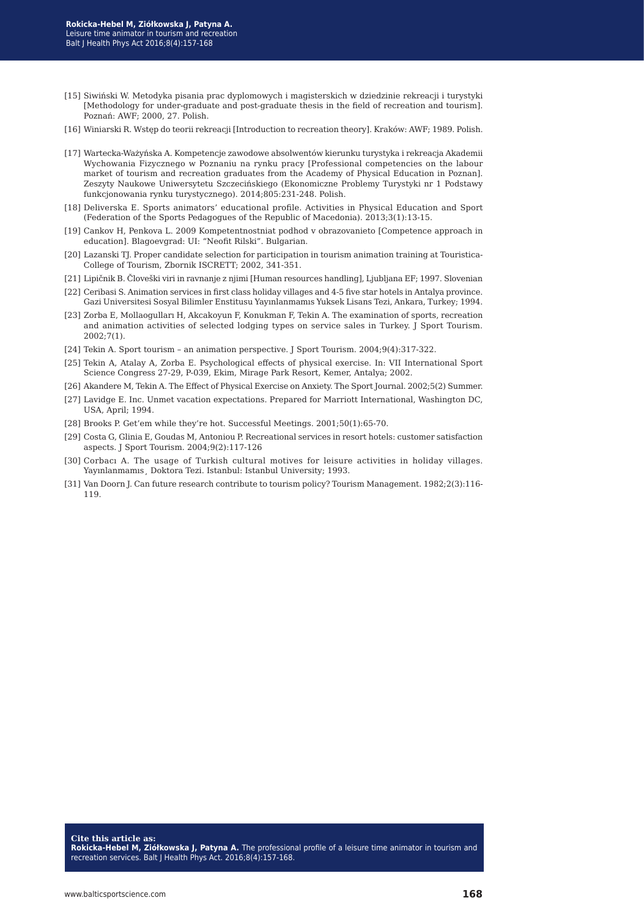[15] Siwiński W. Metodyka pisania prac dyplomowych i magisterskich w dziedzinie rekreacji i turystyki [Methodology for under-graduate and post-graduate thesis in the field of recreation and tourism]. Poznań: AWF; 2000, 27. Polish.

[16] Winiarski R. Wstęp do teorii rekreacji [Introduction to recreation theory]. Kraków: AWF; 1989. Polish.

[17] Wartecka-Ważyńska A. Kompetencje zawodowe absolwentów kierunku turystyka i rekreacja Akademii Wychowania Fizycznego w Poznaniu na rynku pracy [Professional competencies on the labour market of tourism and recreation graduates from the Academy of Physical Education in Poznan]. Zeszyty Naukowe Uniwersytetu Szczecińskiego (Ekonomiczne Problemy Turystyki nr 1 Podstawy funkcjonowania rynku turystycznego). 2014;805:231-248. Polish.

[18] Deliverska E. Sports animators' educational profile. Activities in Physical Education and Sport (Federation of the Sports Pedagogues of the Republic of Macedonia). 2013;3(1):13-15.

[19] Cankov H, Penkova L. 2009 Kompetentnostniat podhod v obrazovanieto [Competence approach in education]. Blagoevgrad: UI: "Neofit Rilski". Bulgarian.

[20] Lazanski TJ. Proper candidate selection for participation in tourism animation training at Touristica-College of Tourism, Zbornik ISCRETT; 2002, 341-351.

[21] Lipičnik B. Človeški viri in ravnanje z njimi [Human resources handling], Ljubljana EF; 1997. Slovenian

[22] Ceribasi S. Animation services in first class holiday villages and 4-5 five star hotels in Antalya province. Gazi Universitesi Sosyal Bilimler Enstitusu Yayınlanmamıs Yuksek Lisans Tezi, Ankara, Turkey; 1994.

[23] Zorba E, Mollaogulları H, Akcakoyun F, Konukman F, Tekin A. The examination of sports, recreation and animation activities of selected lodging types on service sales in Turkey. J Sport Tourism. 2002;7(1).

[24] Tekin A. Sport tourism – an animation perspective. J Sport Tourism. 2004;9(4):317-322.

[25] Tekin A, Atalay A, Zorba E. Psychological effects of physical exercise. In: VII International Sport Science Congress 27-29, P-039, Ekim, Mirage Park Resort, Kemer, Antalya; 2002.

[26] Akandere M, Tekin A. The Effect of Physical Exercise on Anxiety. The Sport Journal. 2002;5(2) Summer.

[27] Lavidge E. Inc. Unmet vacation expectations. Prepared for Marriott International, Washington DC, USA, April; 1994.

[28] Brooks P. Get'em while they're hot. Successful Meetings. 2001;50(1):65-70.

[29] Costa G, Glinia E, Goudas M, Antoniou P. Recreational services in resort hotels: customer satisfaction aspects. J Sport Tourism. 2004;9(2):117-126

[30] Corbacı A. The usage of Turkish cultural motives for leisure activities in holiday villages. Yayınlanmamıs¸ Doktora Tezi. Istanbul: Istanbul University; 1993.

[31] Van Doorn J. Can future research contribute to tourism policy? Tourism Management. 1982;2(3):116-119.

**Cite this article as:**
**Rokicka-Hebel M, Ziółkowska J, Patyna A.** The professional profile of a leisure time animator in tourism and recreation services. Balt J Health Phys Act. 2016;8(4):157-168.